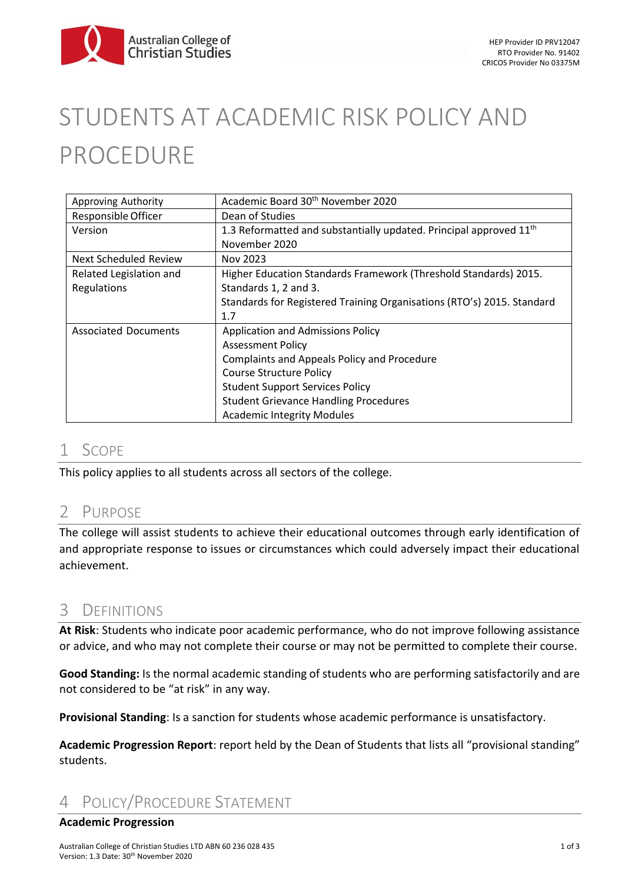Australian College of Christian Studies

HEP Provider ID PRV12047
RTO Provider No. 91402
CRICOS Provider No 03375M

# STUDENTS AT ACADEMIC RISK POLICY AND PROCEDURE

| Approving Authority | Academic Board 30th November 2020 |
|---|---|
| Responsible Officer | Dean of Studies |
| Version | 1.3 Reformatted and substantially updated. Principal approved 11th November 2020 |
| Next Scheduled Review | Nov 2023 |
| Related Legislation and Regulations | Higher Education Standards Framework (Threshold Standards) 2015. Standards 1, 2 and 3. Standards for Registered Training Organisations (RTO's) 2015. Standard 1.7 |
| Associated Documents | Application and Admissions Policy<br>Assessment Policy<br>Complaints and Appeals Policy and Procedure<br>Course Structure Policy<br>Student Support Services Policy<br>Student Grievance Handling Procedures<br>Academic Integrity Modules |

## 1 Scope

This policy applies to all students across all sectors of the college.

## 2 Purpose

The college will assist students to achieve their educational outcomes through early identification of and appropriate response to issues or circumstances which could adversely impact their educational achievement.

## 3 Definitions

**At Risk**: Students who indicate poor academic performance, who do not improve following assistance or advice, and who may not complete their course or may not be permitted to complete their course.

**Good Standing:** Is the normal academic standing of students who are performing satisfactorily and are not considered to be "at risk" in any way.

**Provisional Standing**: Is a sanction for students whose academic performance is unsatisfactory.

**Academic Progression Report**: report held by the Dean of Students that lists all "provisional standing" students.

## 4 Policy/Procedure Statement

**Academic Progression**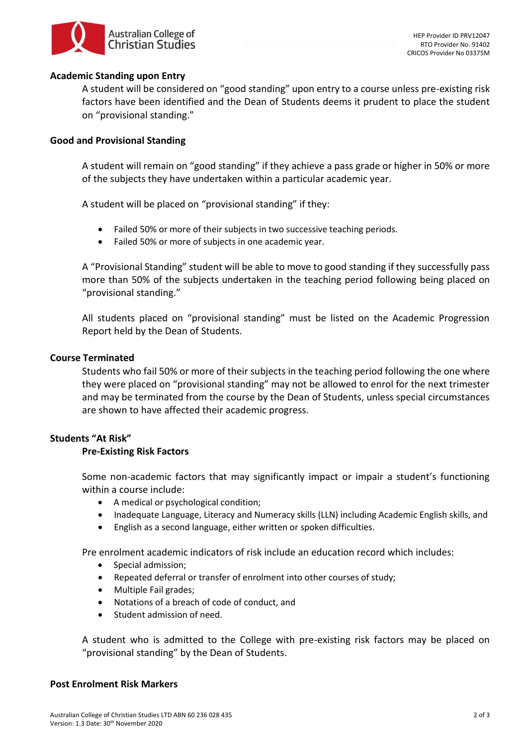## Academic Standing upon Entry

A student will be considered on "good standing" upon entry to a course unless pre-existing risk factors have been identified and the Dean of Students deems it prudent to place the student on "provisional standing."

## Good and Provisional Standing

A student will remain on "good standing" if they achieve a pass grade or higher in 50% or more of the subjects they have undertaken within a particular academic year.

A student will be placed on "provisional standing" if they:

- Failed 50% or more of their subjects in two successive teaching periods.
- Failed 50% or more of subjects in one academic year.

A "Provisional Standing" student will be able to move to good standing if they successfully pass more than 50% of the subjects undertaken in the teaching period following being placed on "provisional standing."

All students placed on "provisional standing" must be listed on the Academic Progression Report held by the Dean of Students.

## Course Terminated

Students who fail 50% or more of their subjects in the teaching period following the one where they were placed on "provisional standing" may not be allowed to enrol for the next trimester and may be terminated from the course by the Dean of Students, unless special circumstances are shown to have affected their academic progress.

## Students "At Risk"

### Pre-Existing Risk Factors

Some non-academic factors that may significantly impact or impair a student's functioning within a course include:

- A medical or psychological condition;
- Inadequate Language, Literacy and Numeracy skills (LLN) including Academic English skills, and
- English as a second language, either written or spoken difficulties.

Pre enrolment academic indicators of risk include an education record which includes:

- Special admission;
- Repeated deferral or transfer of enrolment into other courses of study;
- Multiple Fail grades;
- Notations of a breach of code of conduct, and
- Student admission of need.

A student who is admitted to the College with pre-existing risk factors may be placed on "provisional standing" by the Dean of Students.

## Post Enrolment Risk Markers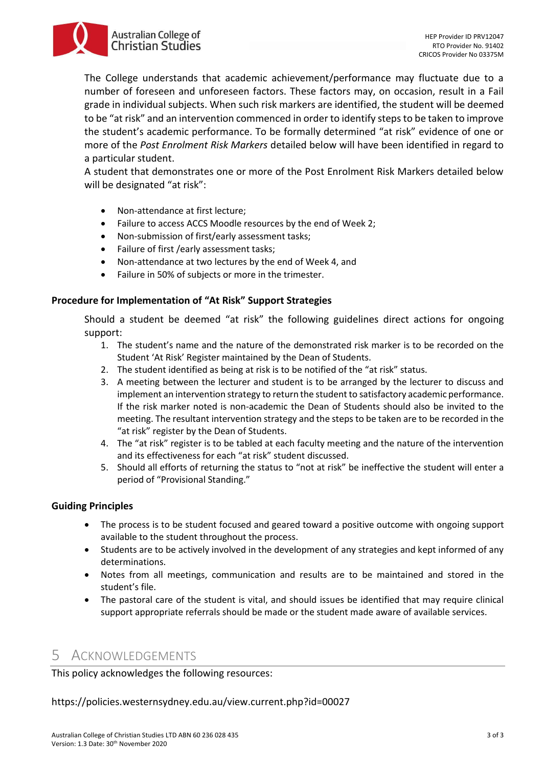The College understands that academic achievement/performance may fluctuate due to a number of foreseen and unforeseen factors. These factors may, on occasion, result in a Fail grade in individual subjects. When such risk markers are identified, the student will be deemed to be "at risk" and an intervention commenced in order to identify steps to be taken to improve the student's academic performance. To be formally determined "at risk" evidence of one or more of the *Post Enrolment Risk Markers* detailed below will have been identified in regard to a particular student.

A student that demonstrates one or more of the Post Enrolment Risk Markers detailed below will be designated "at risk":

- Non-attendance at first lecture;
- Failure to access ACCS Moodle resources by the end of Week 2;
- Non-submission of first/early assessment tasks;
- Failure of first /early assessment tasks;
- Non-attendance at two lectures by the end of Week 4, and
- Failure in 50% of subjects or more in the trimester.

**Procedure for Implementation of "At Risk" Support Strategies**

Should a student be deemed "at risk" the following guidelines direct actions for ongoing support:

1. The student's name and the nature of the demonstrated risk marker is to be recorded on the Student 'At Risk' Register maintained by the Dean of Students.
2. The student identified as being at risk is to be notified of the "at risk" status.
3. A meeting between the lecturer and student is to be arranged by the lecturer to discuss and implement an intervention strategy to return the student to satisfactory academic performance. If the risk marker noted is non-academic the Dean of Students should also be invited to the meeting. The resultant intervention strategy and the steps to be taken are to be recorded in the "at risk" register by the Dean of Students.
4. The "at risk" register is to be tabled at each faculty meeting and the nature of the intervention and its effectiveness for each "at risk" student discussed.
5. Should all efforts of returning the status to "not at risk" be ineffective the student will enter a period of "Provisional Standing."

**Guiding Principles**

- The process is to be student focused and geared toward a positive outcome with ongoing support available to the student throughout the process.
- Students are to be actively involved in the development of any strategies and kept informed of any determinations.
- Notes from all meetings, communication and results are to be maintained and stored in the student's file.
- The pastoral care of the student is vital, and should issues be identified that may require clinical support appropriate referrals should be made or the student made aware of available services.

## 5 Acknowledgements

This policy acknowledges the following resources:

https://policies.westernsydney.edu.au/view.current.php?id=00027